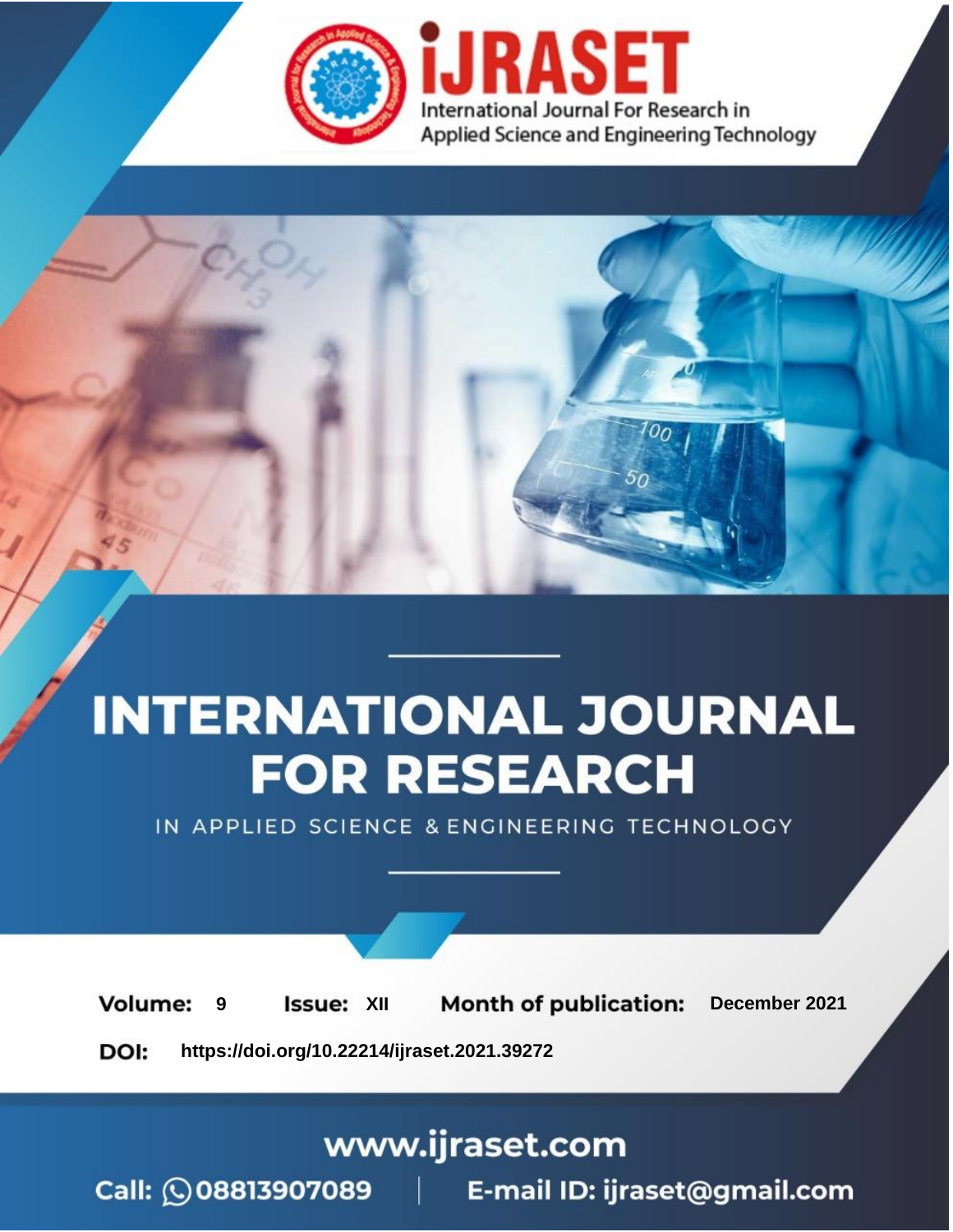iJRASET

International Journal For Research in Applied Science and Engineering Technology

# INTERNATIONAL JOURNAL FOR RESEARCH

IN APPLIED SCIENCE & ENGINEERING TECHNOLOGY

**Volume:** 9 **Issue:** XII **Month of publication:** December 2021

**DOI:** https://doi.org/10.22214/ijraset.2021.39272

www.ijraset.com

Call: 08813907089 | E-mail ID: ijraset@gmail.com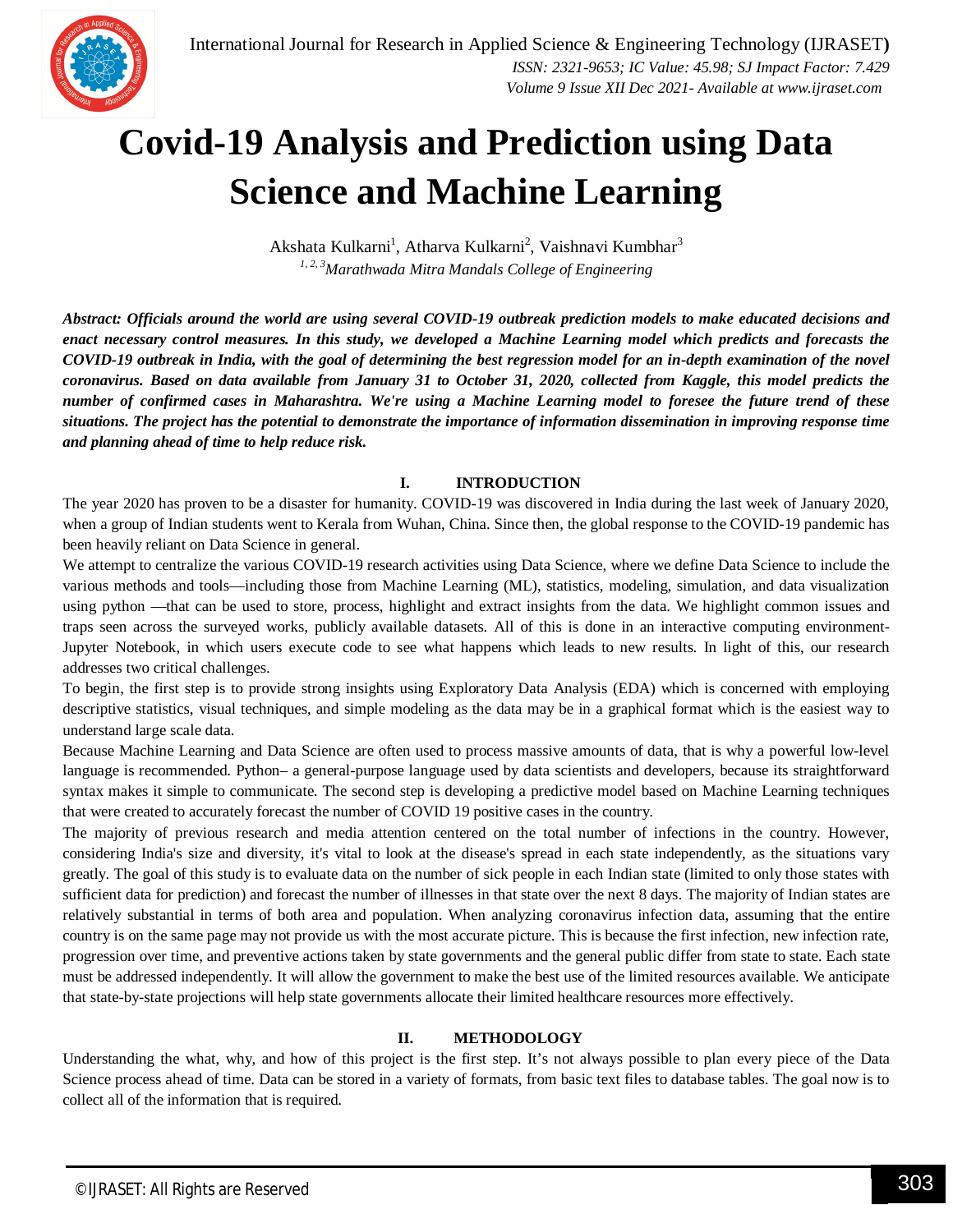# Covid-19 Analysis and Prediction using Data Science and Machine Learning

Akshata Kulkarni[1], Atharva Kulkarni[2], Vaishnavi Kumbhar[3]

*[1, 2, 3]Marathwada Mitra Mandals College of Engineering*

***Abstract:** Officials around the world are using several COVID-19 outbreak prediction models to make educated decisions and enact necessary control measures. In this study, we developed a Machine Learning model which predicts and forecasts the COVID-19 outbreak in India, with the goal of determining the best regression model for an in-depth examination of the novel coronavirus. Based on data available from January 31 to October 31, 2020, collected from Kaggle, this model predicts the number of confirmed cases in Maharashtra. We're using a Machine Learning model to foresee the future trend of these situations. The project has the potential to demonstrate the importance of information dissemination in improving response time and planning ahead of time to help reduce risk.*

## I. INTRODUCTION

The year 2020 has proven to be a disaster for humanity. COVID-19 was discovered in India during the last week of January 2020, when a group of Indian students went to Kerala from Wuhan, China. Since then, the global response to the COVID-19 pandemic has been heavily reliant on Data Science in general.

We attempt to centralize the various COVID-19 research activities using Data Science, where we define Data Science to include the various methods and tools—including those from Machine Learning (ML), statistics, modeling, simulation, and data visualization using python —that can be used to store, process, highlight and extract insights from the data. We highlight common issues and traps seen across the surveyed works, publicly available datasets. All of this is done in an interactive computing environment- Jupyter Notebook, in which users execute code to see what happens which leads to new results. In light of this, our research addresses two critical challenges.

To begin, the first step is to provide strong insights using Exploratory Data Analysis (EDA) which is concerned with employing descriptive statistics, visual techniques, and simple modeling as the data may be in a graphical format which is the easiest way to understand large scale data.

Because Machine Learning and Data Science are often used to process massive amounts of data, that is why a powerful low-level language is recommended. Python– a general-purpose language used by data scientists and developers, because its straightforward syntax makes it simple to communicate. The second step is developing a predictive model based on Machine Learning techniques that were created to accurately forecast the number of COVID 19 positive cases in the country.

The majority of previous research and media attention centered on the total number of infections in the country. However, considering India's size and diversity, it's vital to look at the disease's spread in each state independently, as the situations vary greatly. The goal of this study is to evaluate data on the number of sick people in each Indian state (limited to only those states with sufficient data for prediction) and forecast the number of illnesses in that state over the next 8 days. The majority of Indian states are relatively substantial in terms of both area and population. When analyzing coronavirus infection data, assuming that the entire country is on the same page may not provide us with the most accurate picture. This is because the first infection, new infection rate, progression over time, and preventive actions taken by state governments and the general public differ from state to state. Each state must be addressed independently. It will allow the government to make the best use of the limited resources available. We anticipate that state-by-state projections will help state governments allocate their limited healthcare resources more effectively.

## II. METHODOLOGY

Understanding the what, why, and how of this project is the first step. It's not always possible to plan every piece of the Data Science process ahead of time. Data can be stored in a variety of formats, from basic text files to database tables. The goal now is to collect all of the information that is required.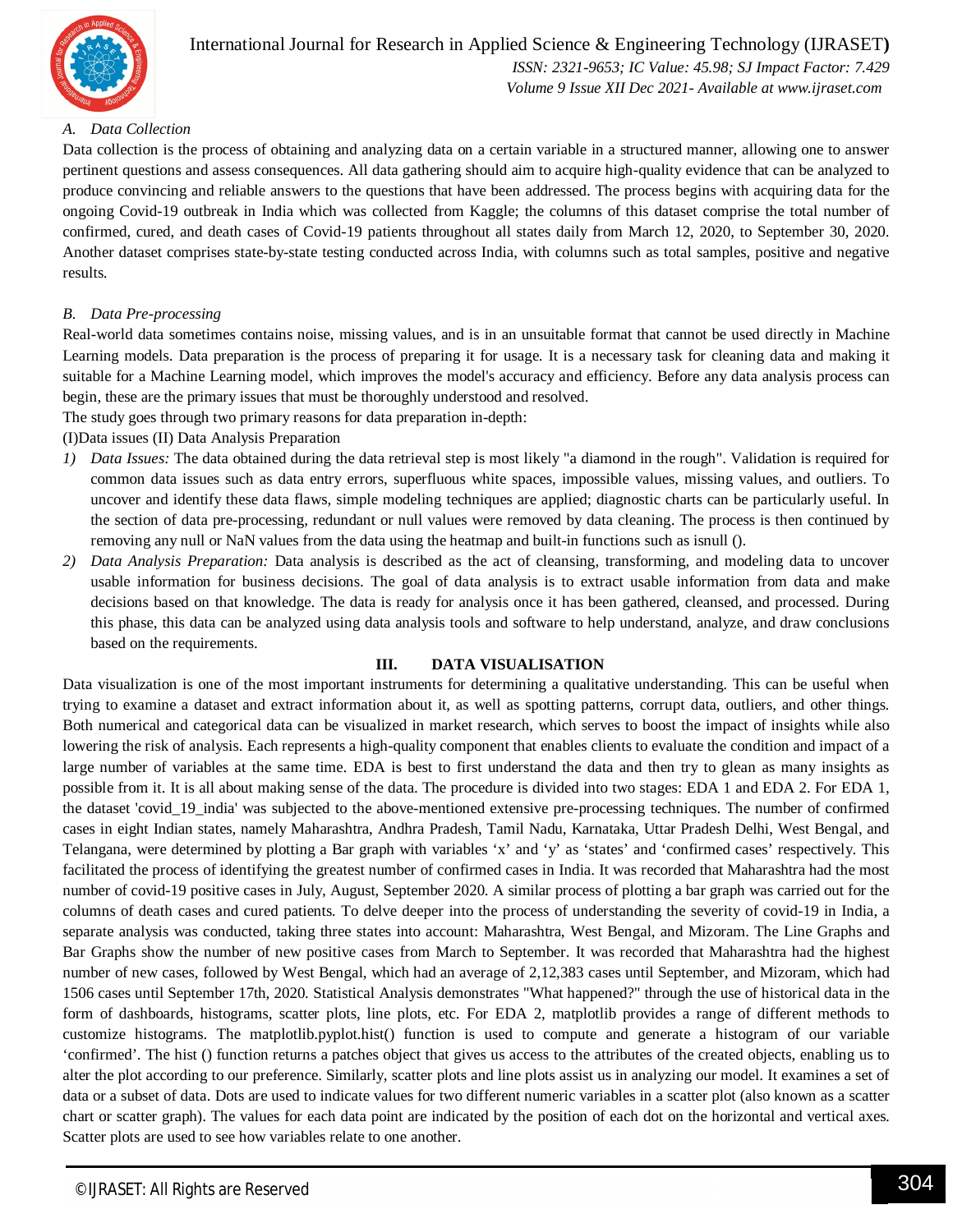### A. Data Collection

Data collection is the process of obtaining and analyzing data on a certain variable in a structured manner, allowing one to answer pertinent questions and assess consequences. All data gathering should aim to acquire high-quality evidence that can be analyzed to produce convincing and reliable answers to the questions that have been addressed. The process begins with acquiring data for the ongoing Covid-19 outbreak in India which was collected from Kaggle; the columns of this dataset comprise the total number of confirmed, cured, and death cases of Covid-19 patients throughout all states daily from March 12, 2020, to September 30, 2020. Another dataset comprises state-by-state testing conducted across India, with columns such as total samples, positive and negative results.

### B. Data Pre-processing

Real-world data sometimes contains noise, missing values, and is in an unsuitable format that cannot be used directly in Machine Learning models. Data preparation is the process of preparing it for usage. It is a necessary task for cleaning data and making it suitable for a Machine Learning model, which improves the model's accuracy and efficiency. Before any data analysis process can begin, these are the primary issues that must be thoroughly understood and resolved.

The study goes through two primary reasons for data preparation in-depth:

(I)Data issues (II) Data Analysis Preparation

1) *Data Issues:* The data obtained during the data retrieval step is most likely "a diamond in the rough". Validation is required for common data issues such as data entry errors, superfluous white spaces, impossible values, missing values, and outliers. To uncover and identify these data flaws, simple modeling techniques are applied; diagnostic charts can be particularly useful. In the section of data pre-processing, redundant or null values were removed by data cleaning. The process is then continued by removing any null or NaN values from the data using the heatmap and built-in functions such as isnull ().
2) *Data Analysis Preparation:* Data analysis is described as the act of cleansing, transforming, and modeling data to uncover usable information for business decisions. The goal of data analysis is to extract usable information from data and make decisions based on that knowledge. The data is ready for analysis once it has been gathered, cleansed, and processed. During this phase, this data can be analyzed using data analysis tools and software to help understand, analyze, and draw conclusions based on the requirements.

## III. DATA VISUALISATION

Data visualization is one of the most important instruments for determining a qualitative understanding. This can be useful when trying to examine a dataset and extract information about it, as well as spotting patterns, corrupt data, outliers, and other things. Both numerical and categorical data can be visualized in market research, which serves to boost the impact of insights while also lowering the risk of analysis. Each represents a high-quality component that enables clients to evaluate the condition and impact of a large number of variables at the same time. EDA is best to first understand the data and then try to glean as many insights as possible from it. It is all about making sense of the data. The procedure is divided into two stages: EDA 1 and EDA 2. For EDA 1, the dataset 'covid_19_india' was subjected to the above-mentioned extensive pre-processing techniques. The number of confirmed cases in eight Indian states, namely Maharashtra, Andhra Pradesh, Tamil Nadu, Karnataka, Uttar Pradesh Delhi, West Bengal, and Telangana, were determined by plotting a Bar graph with variables 'x' and 'y' as 'states' and 'confirmed cases' respectively. This facilitated the process of identifying the greatest number of confirmed cases in India. It was recorded that Maharashtra had the most number of covid-19 positive cases in July, August, September 2020. A similar process of plotting a bar graph was carried out for the columns of death cases and cured patients. To delve deeper into the process of understanding the severity of covid-19 in India, a separate analysis was conducted, taking three states into account: Maharashtra, West Bengal, and Mizoram. The Line Graphs and Bar Graphs show the number of new positive cases from March to September. It was recorded that Maharashtra had the highest number of new cases, followed by West Bengal, which had an average of 2,12,383 cases until September, and Mizoram, which had 1506 cases until September 17th, 2020. Statistical Analysis demonstrates "What happened?" through the use of historical data in the form of dashboards, histograms, scatter plots, line plots, etc. For EDA 2, matplotlib provides a range of different methods to customize histograms. The matplotlib.pyplot.hist() function is used to compute and generate a histogram of our variable 'confirmed'. The hist () function returns a patches object that gives us access to the attributes of the created objects, enabling us to alter the plot according to our preference. Similarly, scatter plots and line plots assist us in analyzing our model. It examines a set of data or a subset of data. Dots are used to indicate values for two different numeric variables in a scatter plot (also known as a scatter chart or scatter graph). The values for each data point are indicated by the position of each dot on the horizontal and vertical axes. Scatter plots are used to see how variables relate to one another.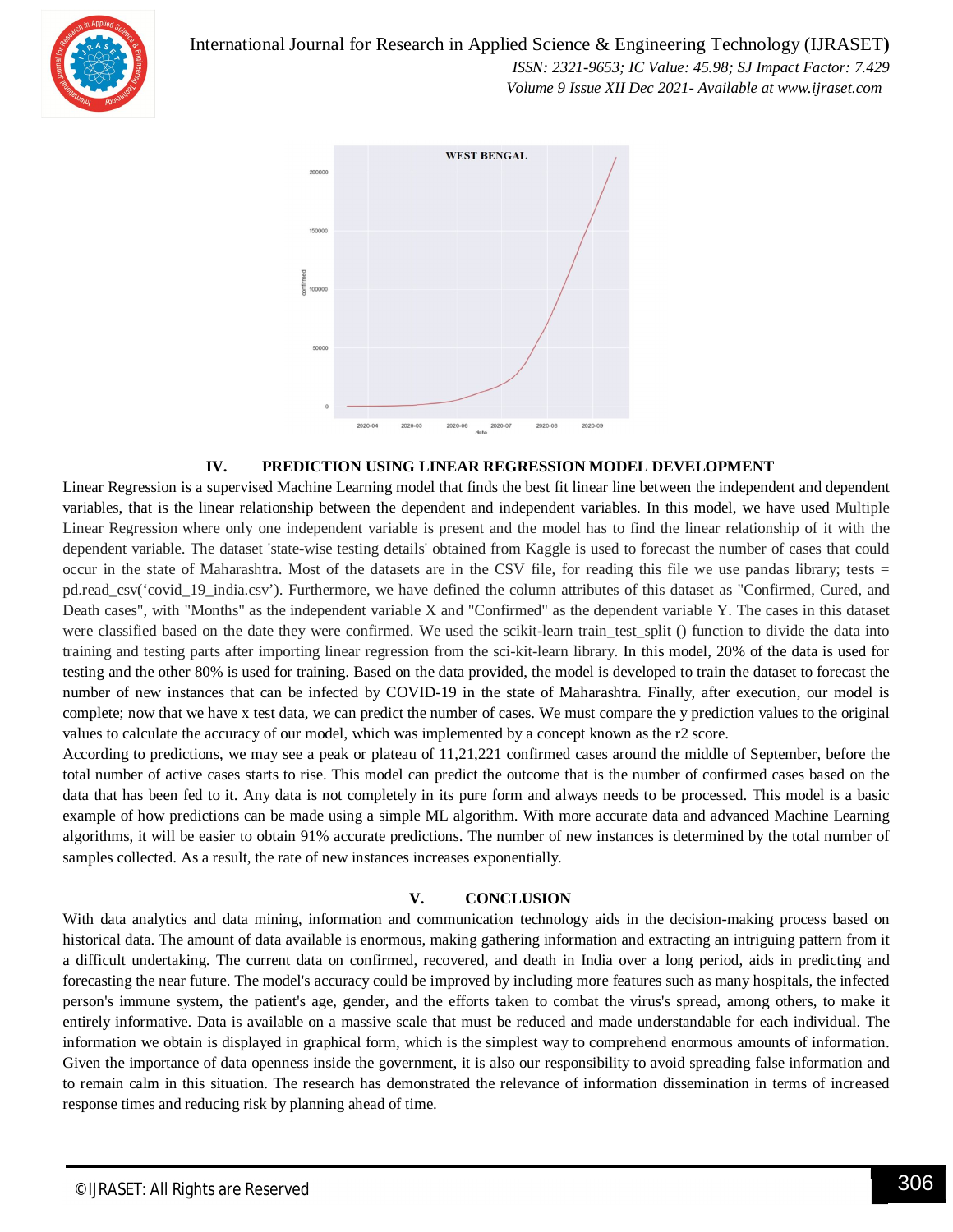## IV. PREDICTION USING LINEAR REGRESSION MODEL DEVELOPMENT

Linear Regression is a supervised Machine Learning model that finds the best fit linear line between the independent and dependent variables, that is the linear relationship between the dependent and independent variables. In this model, we have used Multiple Linear Regression where only one independent variable is present and the model has to find the linear relationship of it with the dependent variable. The dataset 'state-wise testing details' obtained from Kaggle is used to forecast the number of cases that could occur in the state of Maharashtra. Most of the datasets are in the CSV file, for reading this file we use pandas library; tests = pd.read_csv('covid_19_india.csv'). Furthermore, we have defined the column attributes of this dataset as "Confirmed, Cured, and Death cases", with "Months" as the independent variable X and "Confirmed" as the dependent variable Y. The cases in this dataset were classified based on the date they were confirmed. We used the scikit-learn train_test_split () function to divide the data into training and testing parts after importing linear regression from the sci-kit-learn library. In this model, 20% of the data is used for testing and the other 80% is used for training. Based on the data provided, the model is developed to train the dataset to forecast the number of new instances that can be infected by COVID-19 in the state of Maharashtra. Finally, after execution, our model is complete; now that we have x test data, we can predict the number of cases. We must compare the y prediction values to the original values to calculate the accuracy of our model, which was implemented by a concept known as the r2 score.

According to predictions, we may see a peak or plateau of 11,21,221 confirmed cases around the middle of September, before the total number of active cases starts to rise. This model can predict the outcome that is the number of confirmed cases based on the data that has been fed to it. Any data is not completely in its pure form and always needs to be processed. This model is a basic example of how predictions can be made using a simple ML algorithm. With more accurate data and advanced Machine Learning algorithms, it will be easier to obtain 91% accurate predictions. The number of new instances is determined by the total number of samples collected. As a result, the rate of new instances increases exponentially.

## V. CONCLUSION

With data analytics and data mining, information and communication technology aids in the decision-making process based on historical data. The amount of data available is enormous, making gathering information and extracting an intriguing pattern from it a difficult undertaking. The current data on confirmed, recovered, and death in India over a long period, aids in predicting and forecasting the near future. The model's accuracy could be improved by including more features such as many hospitals, the infected person's immune system, the patient's age, gender, and the efforts taken to combat the virus's spread, among others, to make it entirely informative. Data is available on a massive scale that must be reduced and made understandable for each individual. The information we obtain is displayed in graphical form, which is the simplest way to comprehend enormous amounts of information. Given the importance of data openness inside the government, it is also our responsibility to avoid spreading false information and to remain calm in this situation. The research has demonstrated the relevance of information dissemination in terms of increased response times and reducing risk by planning ahead of time.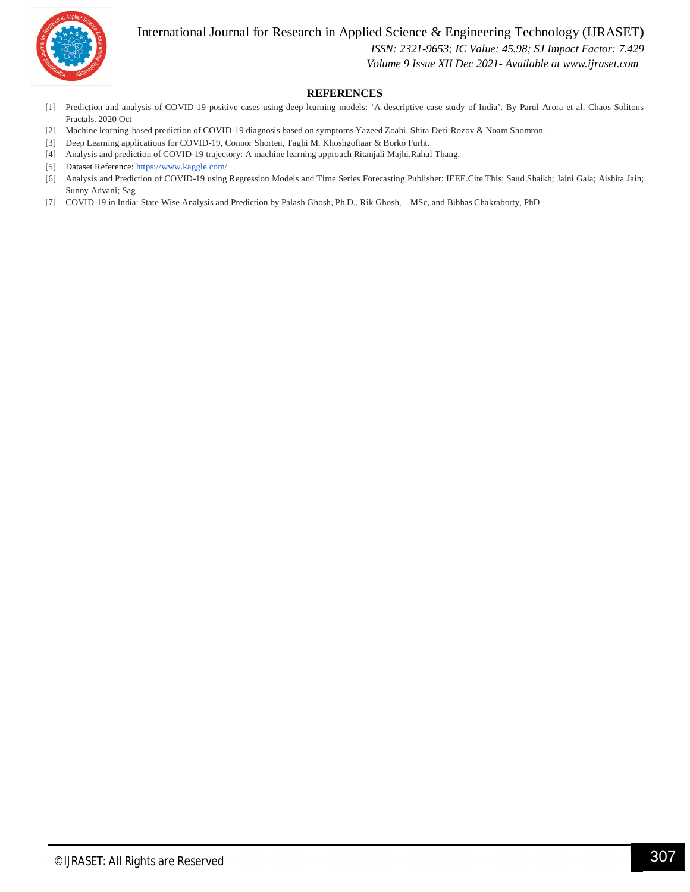## REFERENCES

[1] Prediction and analysis of COVID-19 positive cases using deep learning models: 'A descriptive case study of India'. By Parul Arora et al. Chaos Solitons Fractals. 2020 Oct

[2] Machine learning-based prediction of COVID-19 diagnosis based on symptoms Yazeed Zoabi, Shira Deri-Rozov & Noam Shomron.

[3] Deep Learning applications for COVID-19, Connor Shorten, Taghi M. Khoshgoftaar & Borko Furht.

[4] Analysis and prediction of COVID-19 trajectory: A machine learning approach Ritanjali Majhi,Rahul Thang.

[5] Dataset Reference: https://www.kaggle.com/

[6] Analysis and Prediction of COVID-19 using Regression Models and Time Series Forecasting Publisher: IEEE.Cite This: Saud Shaikh; Jaini Gala; Aishita Jain; Sunny Advani; Sag

[7] COVID-19 in India: State Wise Analysis and Prediction by Palash Ghosh, Ph.D., Rik Ghosh, MSc, and Bibhas Chakraborty, PhD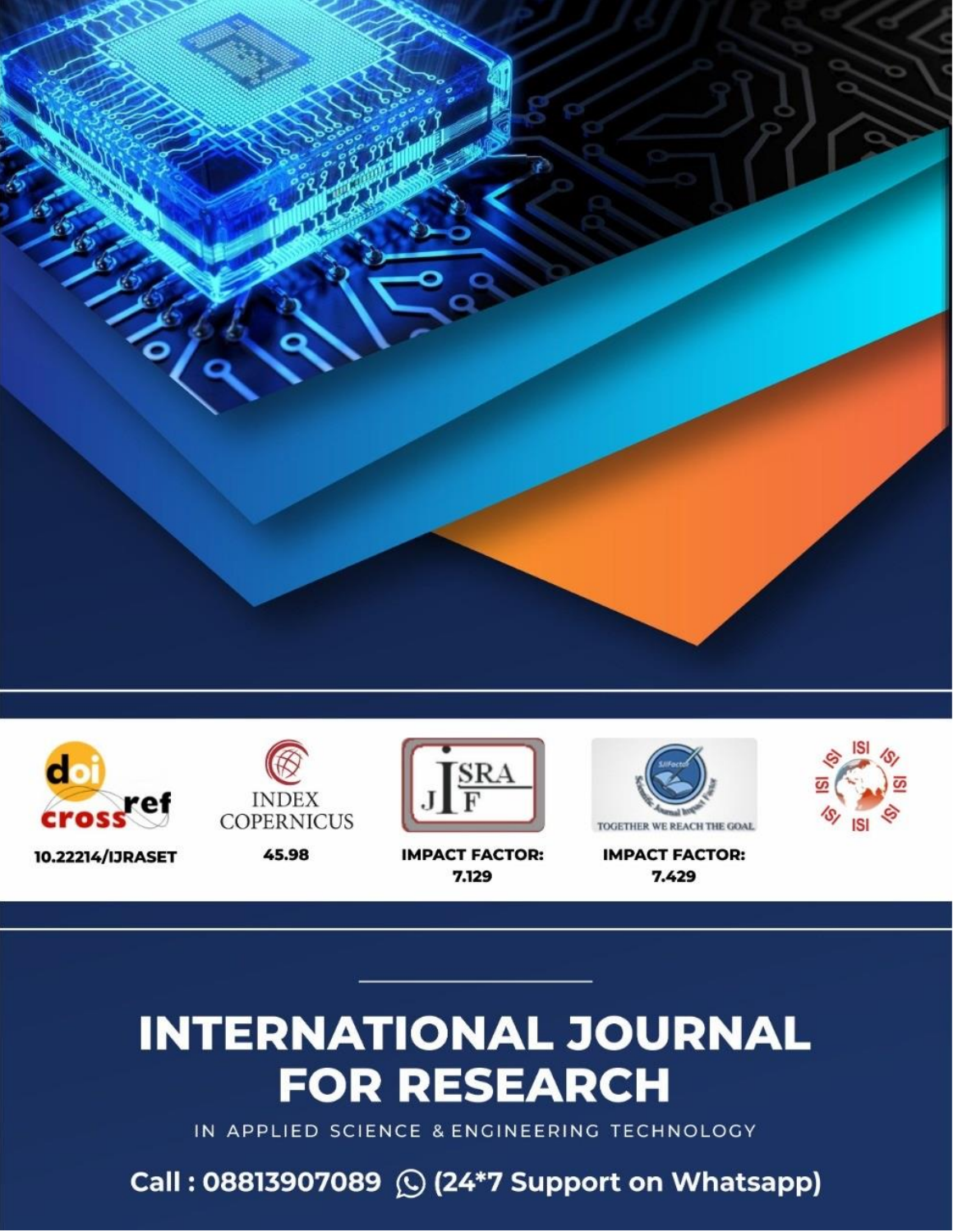10.22214/IJRASET

45.98

IMPACT FACTOR: 7.129

IMPACT FACTOR: 7.429

# INTERNATIONAL JOURNAL FOR RESEARCH

IN APPLIED SCIENCE & ENGINEERING TECHNOLOGY

Call : 08813907089 (24*7 Support on Whatsapp)